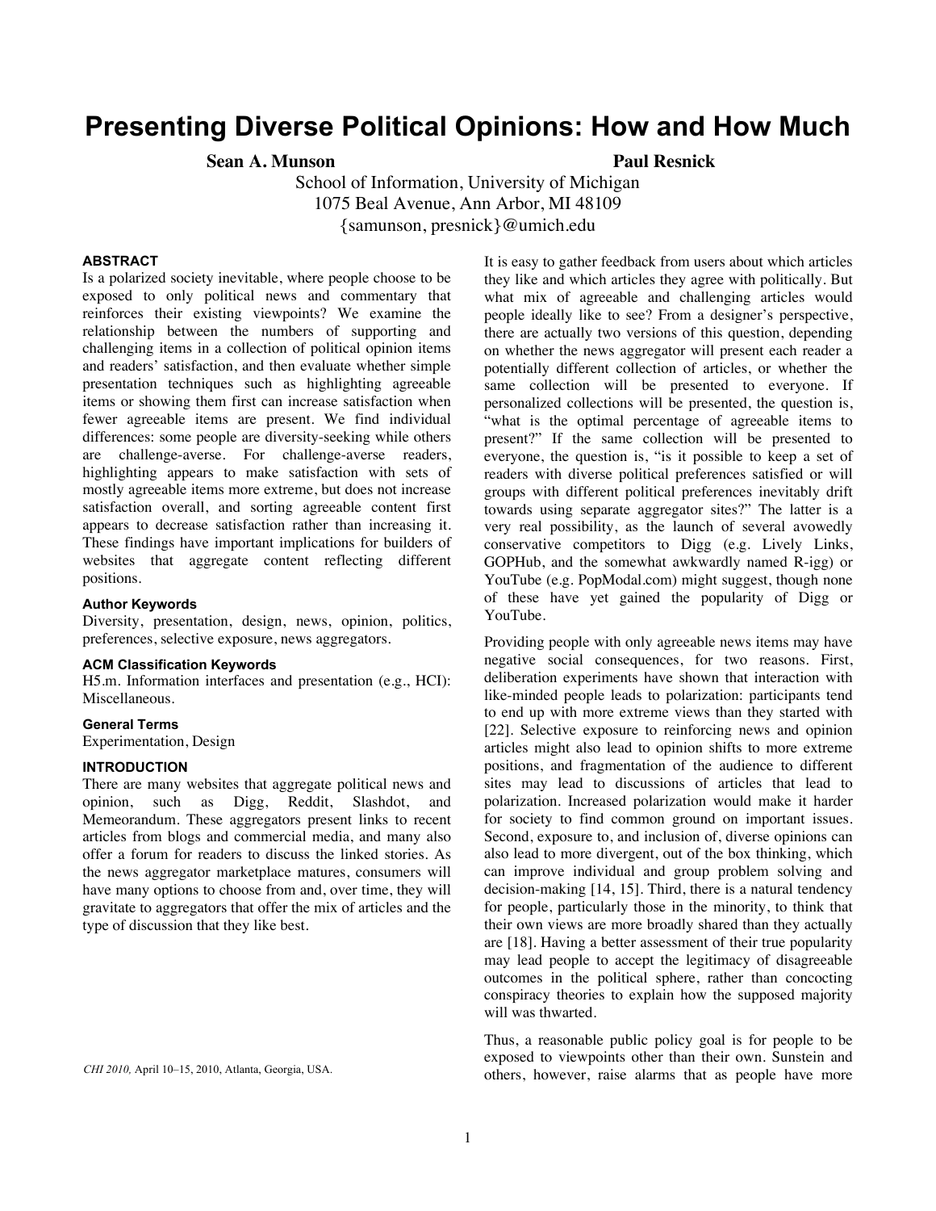# Presenting Diverse Political Opinions: How and How Much

**Sean A. Munson** **Paul Resnick**

School of Information, University of Michigan
1075 Beal Avenue, Ann Arbor, MI 48109
{samunson, presnick}@umich.edu

### ABSTRACT

Is a polarized society inevitable, where people choose to be exposed to only political news and commentary that reinforces their existing viewpoints? We examine the relationship between the numbers of supporting and challenging items in a collection of political opinion items and readers' satisfaction, and then evaluate whether simple presentation techniques such as highlighting agreeable items or showing them first can increase satisfaction when fewer agreeable items are present. We find individual differences: some people are diversity-seeking while others are challenge-averse. For challenge-averse readers, highlighting appears to make satisfaction with sets of mostly agreeable items more extreme, but does not increase satisfaction overall, and sorting agreeable content first appears to decrease satisfaction rather than increasing it. These findings have important implications for builders of websites that aggregate content reflecting different positions.

#### Author Keywords

Diversity, presentation, design, news, opinion, politics, preferences, selective exposure, news aggregators.

#### ACM Classification Keywords

H5.m. Information interfaces and presentation (e.g., HCI): Miscellaneous.

#### General Terms

Experimentation, Design

### INTRODUCTION

There are many websites that aggregate political news and opinion, such as Digg, Reddit, Slashdot, and Memeorandum. These aggregators present links to recent articles from blogs and commercial media, and many also offer a forum for readers to discuss the linked stories. As the news aggregator marketplace matures, consumers will have many options to choose from and, over time, they will gravitate to aggregators that offer the mix of articles and the type of discussion that they like best.

*CHI 2010,* April 10–15, 2010, Atlanta, Georgia, USA.

It is easy to gather feedback from users about which articles they like and which articles they agree with politically. But what mix of agreeable and challenging articles would people ideally like to see? From a designer's perspective, there are actually two versions of this question, depending on whether the news aggregator will present each reader a potentially different collection of articles, or whether the same collection will be presented to everyone. If personalized collections will be presented, the question is, "what is the optimal percentage of agreeable items to present?" If the same collection will be presented to everyone, the question is, "is it possible to keep a set of readers with diverse political preferences satisfied or will groups with different political preferences inevitably drift towards using separate aggregator sites?" The latter is a very real possibility, as the launch of several avowedly conservative competitors to Digg (e.g. Lively Links, GOPHub, and the somewhat awkwardly named R-igg) or YouTube (e.g. PopModal.com) might suggest, though none of these have yet gained the popularity of Digg or YouTube.

Providing people with only agreeable news items may have negative social consequences, for two reasons. First, deliberation experiments have shown that interaction with like-minded people leads to polarization: participants tend to end up with more extreme views than they started with [22]. Selective exposure to reinforcing news and opinion articles might also lead to opinion shifts to more extreme positions, and fragmentation of the audience to different sites may lead to discussions of articles that lead to polarization. Increased polarization would make it harder for society to find common ground on important issues. Second, exposure to, and inclusion of, diverse opinions can also lead to more divergent, out of the box thinking, which can improve individual and group problem solving and decision-making [14, 15]. Third, there is a natural tendency for people, particularly those in the minority, to think that their own views are more broadly shared than they actually are [18]. Having a better assessment of their true popularity may lead people to accept the legitimacy of disagreeable outcomes in the political sphere, rather than concocting conspiracy theories to explain how the supposed majority will was thwarted.

Thus, a reasonable public policy goal is for people to be exposed to viewpoints other than their own. Sunstein and others, however, raise alarms that as people have more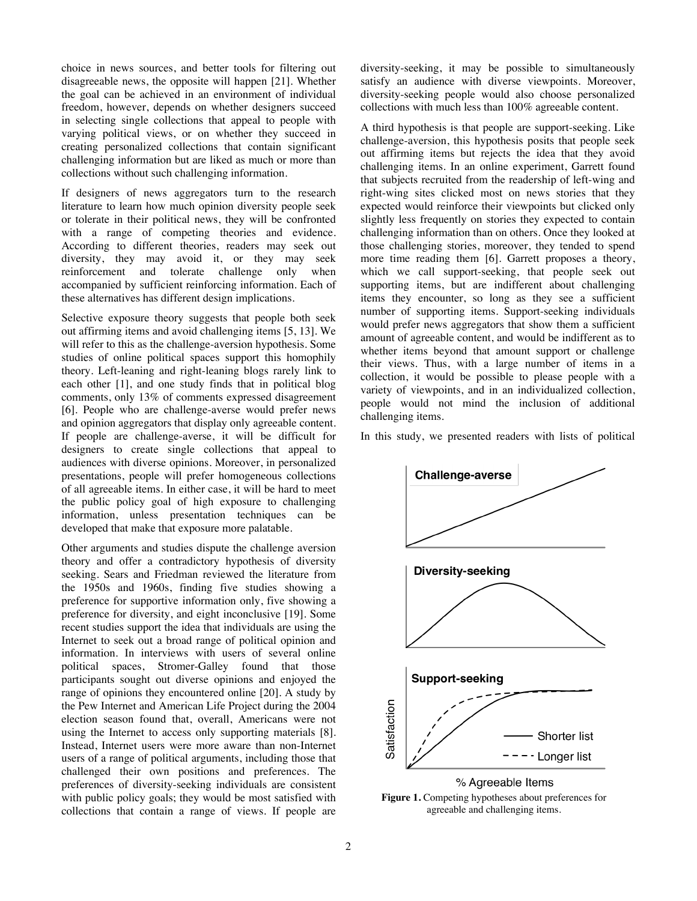choice in news sources, and better tools for filtering out disagreeable news, the opposite will happen [21]. Whether the goal can be achieved in an environment of individual freedom, however, depends on whether designers succeed in selecting single collections that appeal to people with varying political views, or on whether they succeed in creating personalized collections that contain significant challenging information but are liked as much or more than collections without such challenging information.

If designers of news aggregators turn to the research literature to learn how much opinion diversity people seek or tolerate in their political news, they will be confronted with a range of competing theories and evidence. According to different theories, readers may seek out diversity, they may avoid it, or they may seek reinforcement and tolerate challenge only when accompanied by sufficient reinforcing information. Each of these alternatives has different design implications.

Selective exposure theory suggests that people both seek out affirming items and avoid challenging items [5, 13]. We will refer to this as the challenge-aversion hypothesis. Some studies of online political spaces support this homophily theory. Left-leaning and right-leaning blogs rarely link to each other [1], and one study finds that in political blog comments, only 13% of comments expressed disagreement [6]. People who are challenge-averse would prefer news and opinion aggregators that display only agreeable content. If people are challenge-averse, it will be difficult for designers to create single collections that appeal to audiences with diverse opinions. Moreover, in personalized presentations, people will prefer homogeneous collections of all agreeable items. In either case, it will be hard to meet the public policy goal of high exposure to challenging information, unless presentation techniques can be developed that make that exposure more palatable.

Other arguments and studies dispute the challenge aversion theory and offer a contradictory hypothesis of diversity seeking. Sears and Friedman reviewed the literature from the 1950s and 1960s, finding five studies showing a preference for supportive information only, five showing a preference for diversity, and eight inconclusive [19]. Some recent studies support the idea that individuals are using the Internet to seek out a broad range of political opinion and information. In interviews with users of several online political spaces, Stromer-Galley found that those participants sought out diverse opinions and enjoyed the range of opinions they encountered online [20]. A study by the Pew Internet and American Life Project during the 2004 election season found that, overall, Americans were not using the Internet to access only supporting materials [8]. Instead, Internet users were more aware than non-Internet users of a range of political arguments, including those that challenged their own positions and preferences. The preferences of diversity-seeking individuals are consistent with public policy goals; they would be most satisfied with collections that contain a range of views. If people are diversity-seeking, it may be possible to simultaneously satisfy an audience with diverse viewpoints. Moreover, diversity-seeking people would also choose personalized collections with much less than 100% agreeable content.

A third hypothesis is that people are support-seeking. Like challenge-aversion, this hypothesis posits that people seek out affirming items but rejects the idea that they avoid challenging items. In an online experiment, Garrett found that subjects recruited from the readership of left-wing and right-wing sites clicked most on news stories that they expected would reinforce their viewpoints but clicked only slightly less frequently on stories they expected to contain challenging information than on others. Once they looked at those challenging stories, moreover, they tended to spend more time reading them [6]. Garrett proposes a theory, which we call support-seeking, that people seek out supporting items, but are indifferent about challenging items they encounter, so long as they see a sufficient number of supporting items. Support-seeking individuals would prefer news aggregators that show them a sufficient amount of agreeable content, and would be indifferent as to whether items beyond that amount support or challenge their views. Thus, with a large number of items in a collection, it would be possible to please people with a variety of viewpoints, and in an individualized collection, people would not mind the inclusion of additional challenging items.

In this study, we presented readers with lists of political

**Figure 1.** Competing hypotheses about preferences for agreeable and challenging items.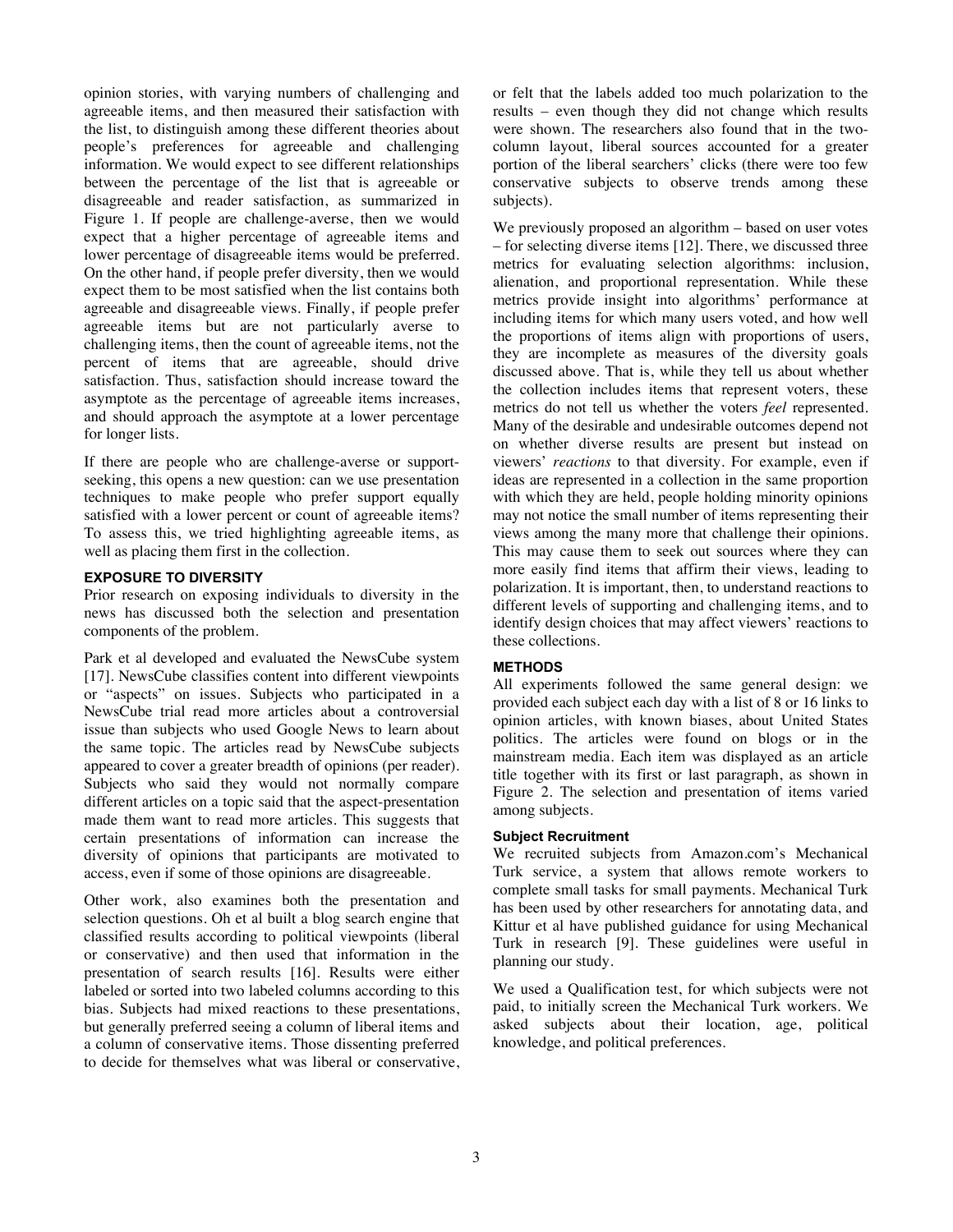opinion stories, with varying numbers of challenging and agreeable items, and then measured their satisfaction with the list, to distinguish among these different theories about people's preferences for agreeable and challenging information. We would expect to see different relationships between the percentage of the list that is agreeable or disagreeable and reader satisfaction, as summarized in Figure 1. If people are challenge-averse, then we would expect that a higher percentage of agreeable items and lower percentage of disagreeable items would be preferred. On the other hand, if people prefer diversity, then we would expect them to be most satisfied when the list contains both agreeable and disagreeable views. Finally, if people prefer agreeable items but are not particularly averse to challenging items, then the count of agreeable items, not the percent of items that are agreeable, should drive satisfaction. Thus, satisfaction should increase toward the asymptote as the percentage of agreeable items increases, and should approach the asymptote at a lower percentage for longer lists.

If there are people who are challenge-averse or support-seeking, this opens a new question: can we use presentation techniques to make people who prefer support equally satisfied with a lower percent or count of agreeable items? To assess this, we tried highlighting agreeable items, as well as placing them first in the collection.

## EXPOSURE TO DIVERSITY

Prior research on exposing individuals to diversity in the news has discussed both the selection and presentation components of the problem.

Park et al developed and evaluated the NewsCube system [17]. NewsCube classifies content into different viewpoints or "aspects" on issues. Subjects who participated in a NewsCube trial read more articles about a controversial issue than subjects who used Google News to learn about the same topic. The articles read by NewsCube subjects appeared to cover a greater breadth of opinions (per reader). Subjects who said they would not normally compare different articles on a topic said that the aspect-presentation made them want to read more articles. This suggests that certain presentations of information can increase the diversity of opinions that participants are motivated to access, even if some of those opinions are disagreeable.

Other work, also examines both the presentation and selection questions. Oh et al built a blog search engine that classified results according to political viewpoints (liberal or conservative) and then used that information in the presentation of search results [16]. Results were either labeled or sorted into two labeled columns according to this bias. Subjects had mixed reactions to these presentations, but generally preferred seeing a column of liberal items and a column of conservative items. Those dissenting preferred to decide for themselves what was liberal or conservative, or felt that the labels added too much polarization to the results – even though they did not change which results were shown. The researchers also found that in the two-column layout, liberal sources accounted for a greater portion of the liberal searchers' clicks (there were too few conservative subjects to observe trends among these subjects).

We previously proposed an algorithm – based on user votes – for selecting diverse items [12]. There, we discussed three metrics for evaluating selection algorithms: inclusion, alienation, and proportional representation. While these metrics provide insight into algorithms' performance at including items for which many users voted, and how well the proportions of items align with proportions of users, they are incomplete as measures of the diversity goals discussed above. That is, while they tell us about whether the collection includes items that represent voters, these metrics do not tell us whether the voters *feel* represented. Many of the desirable and undesirable outcomes depend not on whether diverse results are present but instead on viewers' *reactions* to that diversity. For example, even if ideas are represented in a collection in the same proportion with which they are held, people holding minority opinions may not notice the small number of items representing their views among the many more that challenge their opinions. This may cause them to seek out sources where they can more easily find items that affirm their views, leading to polarization. It is important, then, to understand reactions to different levels of supporting and challenging items, and to identify design choices that may affect viewers' reactions to these collections.

## METHODS

All experiments followed the same general design: we provided each subject each day with a list of 8 or 16 links to opinion articles, with known biases, about United States politics. The articles were found on blogs or in the mainstream media. Each item was displayed as an article title together with its first or last paragraph, as shown in Figure 2. The selection and presentation of items varied among subjects.

### Subject Recruitment

We recruited subjects from Amazon.com's Mechanical Turk service, a system that allows remote workers to complete small tasks for small payments. Mechanical Turk has been used by other researchers for annotating data, and Kittur et al have published guidance for using Mechanical Turk in research [9]. These guidelines were useful in planning our study.

We used a Qualification test, for which subjects were not paid, to initially screen the Mechanical Turk workers. We asked subjects about their location, age, political knowledge, and political preferences.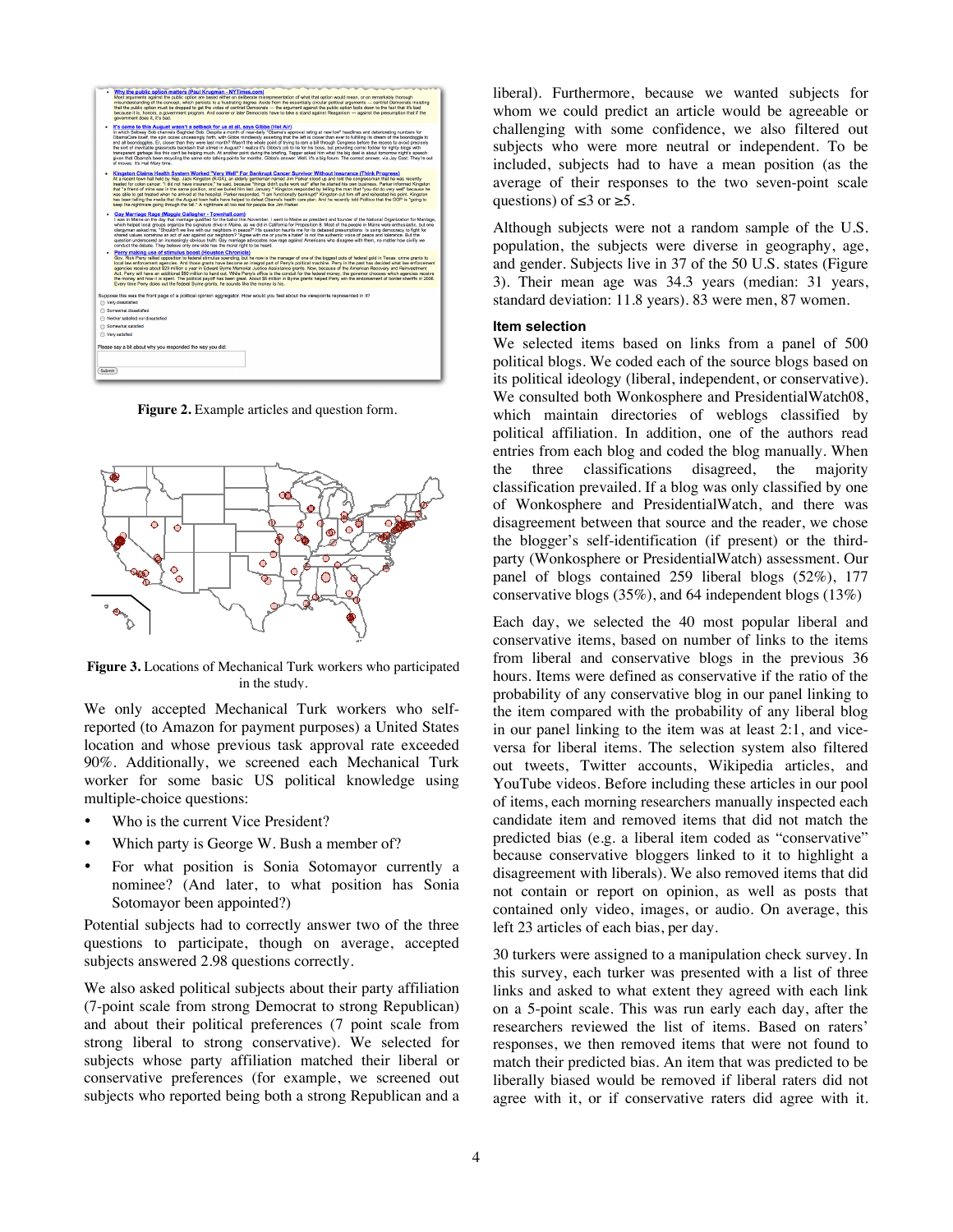**Figure 2.** Example articles and question form.

**Figure 3.** Locations of Mechanical Turk workers who participated in the study.

We only accepted Mechanical Turk workers who self-reported (to Amazon for payment purposes) a United States location and whose previous task approval rate exceeded 90%. Additionally, we screened each Mechanical Turk worker for some basic US political knowledge using multiple-choice questions:

- Who is the current Vice President?
- Which party is George W. Bush a member of?
- For what position is Sonia Sotomayor currently a nominee? (And later, to what position has Sonia Sotomayor been appointed?)

Potential subjects had to correctly answer two of the three questions to participate, though on average, accepted subjects answered 2.98 questions correctly.

We also asked political subjects about their party affiliation (7-point scale from strong Democrat to strong Republican) and about their political preferences (7 point scale from strong liberal to strong conservative). We selected for subjects whose party affiliation matched their liberal or conservative preferences (for example, we screened out subjects who reported being both a strong Republican and a liberal). Furthermore, because we wanted subjects for whom we could predict an article would be agreeable or challenging with some confidence, we also filtered out subjects who were more neutral or independent. To be included, subjects had to have a mean position (as the average of their responses to the two seven-point scale questions) of ≤3 or ≥5.

Although subjects were not a random sample of the U.S. population, the subjects were diverse in geography, age, and gender. Subjects live in 37 of the 50 U.S. states (Figure 3). Their mean age was 34.3 years (median: 31 years, standard deviation: 11.8 years). 83 were men, 87 women.

### Item selection

We selected items based on links from a panel of 500 political blogs. We coded each of the source blogs based on its political ideology (liberal, independent, or conservative). We consulted both Wonkosphere and PresidentialWatch08, which maintain directories of weblogs classified by political affiliation. In addition, one of the authors read entries from each blog and coded the blog manually. When the three classifications disagreed, the majority classification prevailed. If a blog was only classified by one of Wonkosphere and PresidentialWatch, and there was disagreement between that source and the reader, we chose the blogger's self-identification (if present) or the third-party (Wonkosphere or PresidentialWatch) assessment. Our panel of blogs contained 259 liberal blogs (52%), 177 conservative blogs (35%), and 64 independent blogs (13%)

Each day, we selected the 40 most popular liberal and conservative items, based on number of links to the items from liberal and conservative blogs in the previous 36 hours. Items were defined as conservative if the ratio of the probability of any conservative blog in our panel linking to the item compared with the probability of any liberal blog in our panel linking to the item was at least 2:1, and vice-versa for liberal items. The selection system also filtered out tweets, Twitter accounts, Wikipedia articles, and YouTube videos. Before including these articles in our pool of items, each morning researchers manually inspected each candidate item and removed items that did not match the predicted bias (e.g. a liberal item coded as "conservative" because conservative bloggers linked to it to highlight a disagreement with liberals). We also removed items that did not contain or report on opinion, as well as posts that contained only video, images, or audio. On average, this left 23 articles of each bias, per day.

30 turkers were assigned to a manipulation check survey. In this survey, each turker was presented with a list of three links and asked to what extent they agreed with each link on a 5-point scale. This was run early each day, after the researchers reviewed the list of items. Based on raters' responses, we then removed items that were not found to match their predicted bias. An item that was predicted to be liberally biased would be removed if liberal raters did not agree with it, or if conservative raters did agree with it.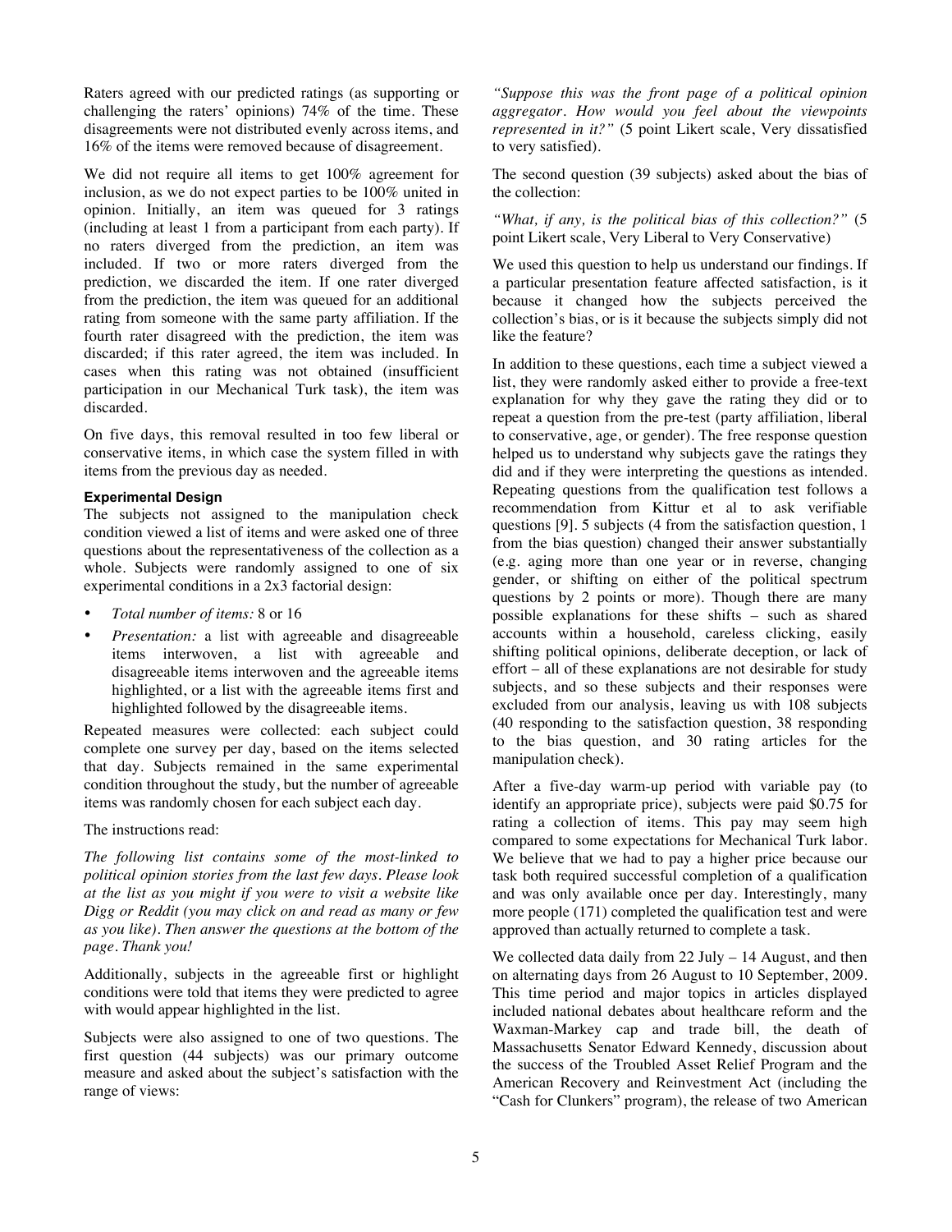Raters agreed with our predicted ratings (as supporting or challenging the raters' opinions) 74% of the time. These disagreements were not distributed evenly across items, and 16% of the items were removed because of disagreement.

We did not require all items to get 100% agreement for inclusion, as we do not expect parties to be 100% united in opinion. Initially, an item was queued for 3 ratings (including at least 1 from a participant from each party). If no raters diverged from the prediction, an item was included. If two or more raters diverged from the prediction, we discarded the item. If one rater diverged from the prediction, the item was queued for an additional rating from someone with the same party affiliation. If the fourth rater disagreed with the prediction, the item was discarded; if this rater agreed, the item was included. In cases when this rating was not obtained (insufficient participation in our Mechanical Turk task), the item was discarded.

On five days, this removal resulted in too few liberal or conservative items, in which case the system filled in with items from the previous day as needed.

### Experimental Design

The subjects not assigned to the manipulation check condition viewed a list of items and were asked one of three questions about the representativeness of the collection as a whole. Subjects were randomly assigned to one of six experimental conditions in a 2x3 factorial design:

- *Total number of items:* 8 or 16
- *Presentation:* a list with agreeable and disagreeable items interwoven, a list with agreeable and disagreeable items interwoven and the agreeable items highlighted, or a list with the agreeable items first and highlighted followed by the disagreeable items.

Repeated measures were collected: each subject could complete one survey per day, based on the items selected that day. Subjects remained in the same experimental condition throughout the study, but the number of agreeable items was randomly chosen for each subject each day.

The instructions read:

*The following list contains some of the most-linked to political opinion stories from the last few days. Please look at the list as you might if you were to visit a website like Digg or Reddit (you may click on and read as many or few as you like). Then answer the questions at the bottom of the page. Thank you!*

Additionally, subjects in the agreeable first or highlight conditions were told that items they were predicted to agree with would appear highlighted in the list.

Subjects were also assigned to one of two questions. The first question (44 subjects) was our primary outcome measure and asked about the subject's satisfaction with the range of views:

*"Suppose this was the front page of a political opinion aggregator. How would you feel about the viewpoints represented in it?"* (5 point Likert scale, Very dissatisfied to very satisfied).

The second question (39 subjects) asked about the bias of the collection:

*"What, if any, is the political bias of this collection?"* (5 point Likert scale, Very Liberal to Very Conservative)

We used this question to help us understand our findings. If a particular presentation feature affected satisfaction, is it because it changed how the subjects perceived the collection's bias, or is it because the subjects simply did not like the feature?

In addition to these questions, each time a subject viewed a list, they were randomly asked either to provide a free-text explanation for why they gave the rating they did or to repeat a question from the pre-test (party affiliation, liberal to conservative, age, or gender). The free response question helped us to understand why subjects gave the ratings they did and if they were interpreting the questions as intended. Repeating questions from the qualification test follows a recommendation from Kittur et al to ask verifiable questions [9]. 5 subjects (4 from the satisfaction question, 1 from the bias question) changed their answer substantially (e.g. aging more than one year or in reverse, changing gender, or shifting on either of the political spectrum questions by 2 points or more). Though there are many possible explanations for these shifts – such as shared accounts within a household, careless clicking, easily shifting political opinions, deliberate deception, or lack of effort – all of these explanations are not desirable for study subjects, and so these subjects and their responses were excluded from our analysis, leaving us with 108 subjects (40 responding to the satisfaction question, 38 responding to the bias question, and 30 rating articles for the manipulation check).

After a five-day warm-up period with variable pay (to identify an appropriate price), subjects were paid $0.75 for rating a collection of items. This pay may seem high compared to some expectations for Mechanical Turk labor. We believe that we had to pay a higher price because our task both required successful completion of a qualification and was only available once per day. Interestingly, many more people (171) completed the qualification test and were approved than actually returned to complete a task.

We collected data daily from 22 July – 14 August, and then on alternating days from 26 August to 10 September, 2009. This time period and major topics in articles displayed included national debates about healthcare reform and the Waxman-Markey cap and trade bill, the death of Massachusetts Senator Edward Kennedy, discussion about the success of the Troubled Asset Relief Program and the American Recovery and Reinvestment Act (including the "Cash for Clunkers" program), the release of two American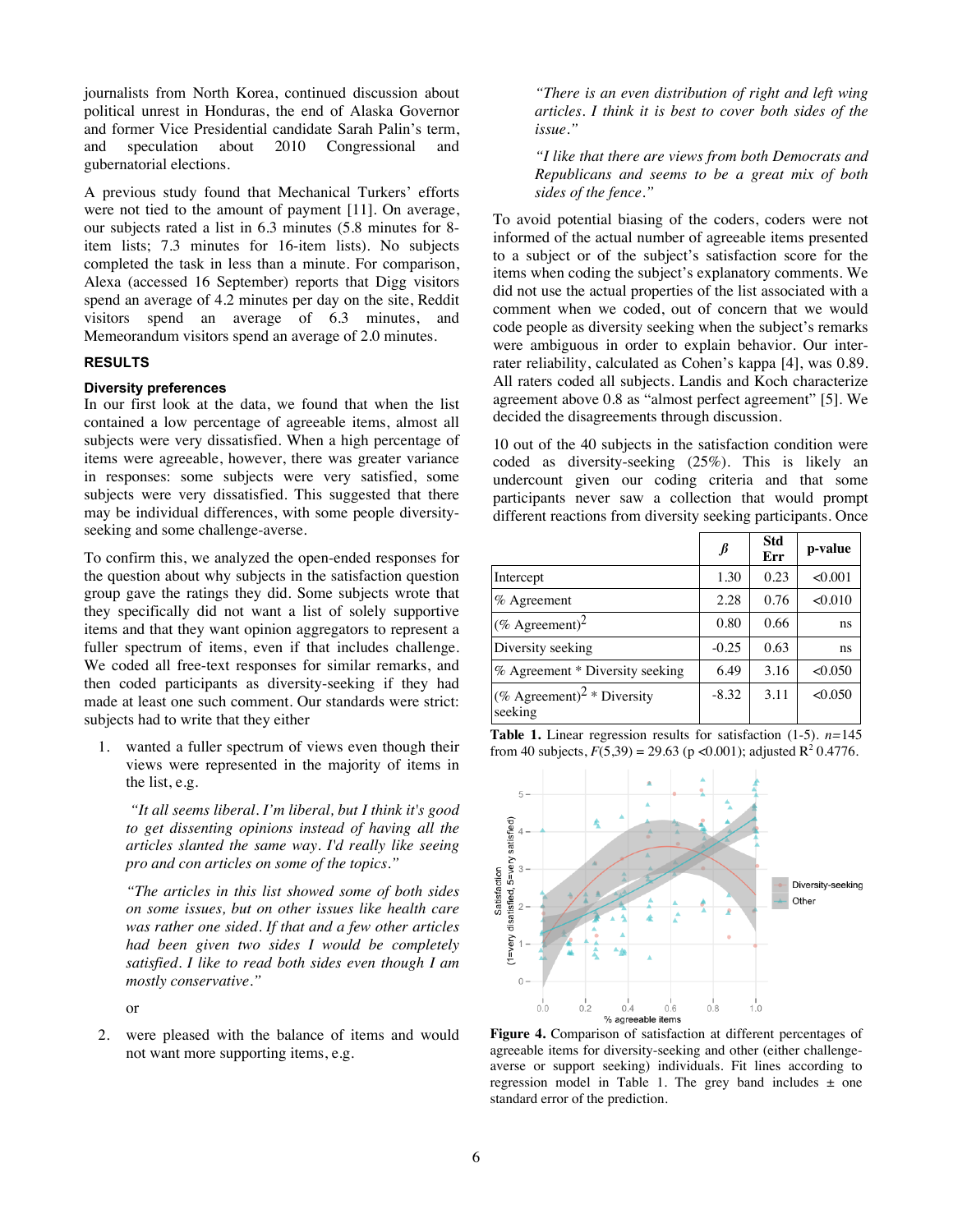journalists from North Korea, continued discussion about political unrest in Honduras, the end of Alaska Governor and former Vice Presidential candidate Sarah Palin's term, and speculation about 2010 Congressional and gubernatorial elections.

A previous study found that Mechanical Turkers' efforts were not tied to the amount of payment [11]. On average, our subjects rated a list in 6.3 minutes (5.8 minutes for 8-item lists; 7.3 minutes for 16-item lists). No subjects completed the task in less than a minute. For comparison, Alexa (accessed 16 September) reports that Digg visitors spend an average of 4.2 minutes per day on the site, Reddit visitors spend an average of 6.3 minutes, and Memeorandum visitors spend an average of 2.0 minutes.

## RESULTS

### Diversity preferences

In our first look at the data, we found that when the list contained a low percentage of agreeable items, almost all subjects were very dissatisfied. When a high percentage of items were agreeable, however, there was greater variance in responses: some subjects were very satisfied, some subjects were very dissatisfied. This suggested that there may be individual differences, with some people diversity-seeking and some challenge-averse.

To confirm this, we analyzed the open-ended responses for the question about why subjects in the satisfaction question group gave the ratings they did. Some subjects wrote that they specifically did not want a list of solely supportive items and that they want opinion aggregators to represent a fuller spectrum of items, even if that includes challenge. We coded all free-text responses for similar remarks, and then coded participants as diversity-seeking if they had made at least one such comment. Our standards were strict: subjects had to write that they either

1. wanted a fuller spectrum of views even though their views were represented in the majority of items in the list, e.g.

   *"It all seems liberal. I'm liberal, but I think it's good to get dissenting opinions instead of having all the articles slanted the same way. I'd really like seeing pro and con articles on some of the topics."*

   *"The articles in this list showed some of both sides on some issues, but on other issues like health care was rather one sided. If that and a few other articles had been given two sides I would be completely satisfied. I like to read both sides even though I am mostly conservative."*

   or

2. were pleased with the balance of items and would not want more supporting items, e.g.

   *"There is an even distribution of right and left wing articles. I think it is best to cover both sides of the issue."*

   *"I like that there are views from both Democrats and Republicans and seems to be a great mix of both sides of the fence."*

To avoid potential biasing of the coders, coders were not informed of the actual number of agreeable items presented to a subject or of the subject's satisfaction score for the items when coding the subject's explanatory comments. We did not use the actual properties of the list associated with a comment when we coded, out of concern that we would code people as diversity seeking when the subject's remarks were ambiguous in order to explain behavior. Our inter-rater reliability, calculated as Cohen's kappa [4], was 0.89. All raters coded all subjects. Landis and Koch characterize agreement above 0.8 as "almost perfect agreement" [5]. We decided the disagreements through discussion.

10 out of the 40 subjects in the satisfaction condition were coded as diversity-seeking (25%). This is likely an undercount given our coding criteria and that some participants never saw a collection that would prompt different reactions from diversity seeking participants. Once

| | $\beta$ | Std Err | p-value |
|---|---|---|---|
| Intercept | 1.30 | 0.23 | <0.001 |
| % Agreement | 2.28 | 0.76 | <0.010 |
| (% Agreement)$^2$ | 0.80 | 0.66 | ns |
| Diversity seeking | -0.25 | 0.63 | ns |
| % Agreement * Diversity seeking | 6.49 | 3.16 | <0.050 |
| (% Agreement)$^2$ * Diversity seeking | -8.32 | 3.11 | <0.050 |

**Table 1.** Linear regression results for satisfaction (1-5). $n$=145 from 40 subjects, $F(5,39) = 29.63$ ($p < 0.001$); adjusted $R^2$ 0.4776.

Satisfaction (1=very dissatisfied, 5=very satisfied)
5
4
3
2
1
0
0.0
0.2
0.4
0.6
0.8
1.0
% agreeable items
Diversity-seeking
Other

**Figure 4.** Comparison of satisfaction at different percentages of agreeable items for diversity-seeking and other (either challenge-averse or support seeking) individuals. Fit lines according to regression model in Table 1. The grey band includes ± one standard error of the prediction.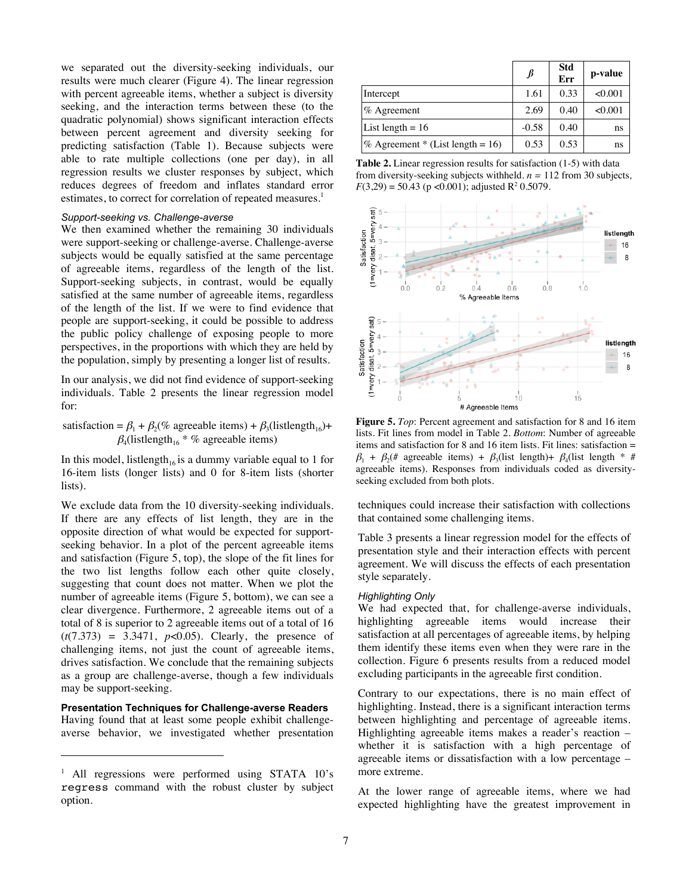we separated out the diversity-seeking individuals, our results were much clearer (Figure 4). The linear regression with percent agreeable items, whether a subject is diversity seeking, and the interaction terms between these (to the quadratic polynomial) shows significant interaction effects between percent agreement and diversity seeking for predicting satisfaction (Table 1). Because subjects were able to rate multiple collections (one per day), in all regression results we cluster responses by subject, which reduces degrees of freedom and inflates standard error estimates, to correct for correlation of repeated measures.[1]

### *Support-seeking vs. Challenge-averse*

We then examined whether the remaining 30 individuals were support-seeking or challenge-averse. Challenge-averse subjects would be equally satisfied at the same percentage of agreeable items, regardless of the length of the list. Support-seeking subjects, in contrast, would be equally satisfied at the same number of agreeable items, regardless of the length of the list. If we were to find evidence that people are support-seeking, it could be possible to address the public policy challenge of exposing people to more perspectives, in the proportions with which they are held by the population, simply by presenting a longer list of results.

In our analysis, we did not find evidence of support-seeking individuals. Table 2 presents the linear regression model for:

$$\text{satisfaction} = \beta_1 + \beta_2(\text{\% agreeable items}) + \beta_3(\text{listlength}_{16}) + \beta_4(\text{listlength}_{16} * \text{\% agreeable items})$$

In this model, $\text{listlength}_{16}$ is a dummy variable equal to 1 for 16-item lists (longer lists) and 0 for 8-item lists (shorter lists).

We exclude data from the 10 diversity-seeking individuals. If there are any effects of list length, they are in the opposite direction of what would be expected for support-seeking behavior. In a plot of the percent agreeable items and satisfaction (Figure 5, top), the slope of the fit lines for the two list lengths follow each other quite closely, suggesting that count does not matter. When we plot the number of agreeable items (Figure 5, bottom), we can see a clear divergence. Furthermore, 2 agreeable items out of a total of 8 is superior to 2 agreeable items out of a total of 16 ($t(7.373) = 3.3471$, $p<0.05$). Clearly, the presence of challenging items, not just the count of agreeable items, drives satisfaction. We conclude that the remaining subjects as a group are challenge-averse, though a few individuals may be support-seeking.

### **Presentation Techniques for Challenge-averse Readers**

Having found that at least some people exhibit challenge-averse behavior, we investigated whether presentation techniques could increase their satisfaction with collections that contained some challenging items.

|  | $\beta$ | Std Err | p-value |
|---|---|---|---|
| Intercept | 1.61 | 0.33 | <0.001 |
| % Agreement | 2.69 | 0.40 | <0.001 |
| List length = 16 | -0.58 | 0.40 | ns |
| % Agreement * (List length = 16) | 0.53 | 0.53 | ns |

**Table 2.** Linear regression results for satisfaction (1-5) with data from diversity-seeking subjects withheld. $n = 112$ from 30 subjects, $F(3,29) = 50.43$ ($p < 0.001$); adjusted $R^2$ 0.5079.

**Figure 5.** *Top*: Percent agreement and satisfaction for 8 and 16 item lists. Fit lines from model in Table 2. *Bottom*: Number of agreeable items and satisfaction for 8 and 16 item lists. Fit lines: satisfaction = $\beta_1 + \beta_2(\text{\# agreeable items}) + \beta_3(\text{list length}) + \beta_4(\text{list length} * \text{\# agreeable items})$. Responses from individuals coded as diversity-seeking excluded from both plots.

Table 3 presents a linear regression model for the effects of presentation style and their interaction effects with percent agreement. We will discuss the effects of each presentation style separately.

### *Highlighting Only*

We had expected that, for challenge-averse individuals, highlighting agreeable items would increase their satisfaction at all percentages of agreeable items, by helping them identify these items even when they were rare in the collection. Figure 6 presents results from a reduced model excluding participants in the agreeable first condition.

Contrary to our expectations, there is no main effect of highlighting. Instead, there is a significant interaction terms between highlighting and percentage of agreeable items. Highlighting agreeable items makes a reader's reaction – whether it is satisfaction with a high percentage of agreeable items or dissatisfaction with a low percentage – more extreme.

At the lower range of agreeable items, where we had expected highlighting have the greatest improvement in

[1] All regressions were performed using STATA 10's `regress` command with the robust cluster by subject option.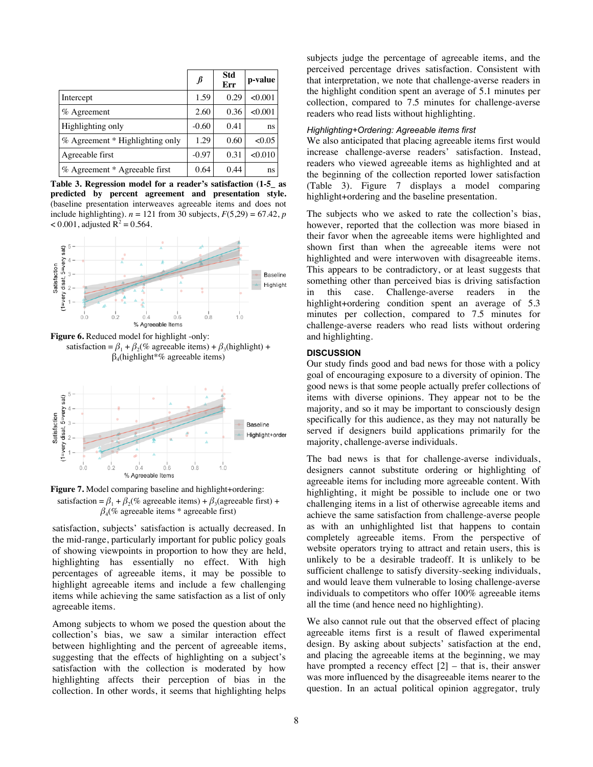|  | $\beta$ | Std Err | p-value |
|---|---|---|---|
| Intercept | 1.59 | 0.29 | <0.001 |
| % Agreement | 2.60 | 0.36 | <0.001 |
| Highlighting only | -0.60 | 0.41 | ns |
| % Agreement * Highlighting only | 1.29 | 0.60 | <0.05 |
| Agreeable first | -0.97 | 0.31 | <0.010 |
| % Agreement * Agreeable first | 0.64 | 0.44 | ns |

**Table 3. Regression model for a reader's satisfaction (1-5_ as predicted by percent agreement and presentation style.** (baseline presentation interweaves agreeable items and does not include highlighting). $n = 121$ from 30 subjects, $F(5,29) = 67.42$, $p < 0.001$, adjusted $R^2 = 0.564$.

**Figure 6.** Reduced model for highlight -only: satisfaction = $\beta_1 + \beta_2$(% agreeable items) + $\beta_3$(highlight) + $\beta_4$(highlight*% agreeable items)

**Figure 7.** Model comparing baseline and highlight+ordering: satisfaction = $\beta_1 + \beta_2$(% agreeable items) + $\beta_3$(agreeable first) + $\beta_4$(% agreeable items * agreeable first)

satisfaction, subjects' satisfaction is actually decreased. In the mid-range, particularly important for public policy goals of showing viewpoints in proportion to how they are held, highlighting has essentially no effect. With high percentages of agreeable items, it may be possible to highlight agreeable items and include a few challenging items while achieving the same satisfaction as a list of only agreeable items.

Among subjects to whom we posed the question about the collection's bias, we saw a similar interaction effect between highlighting and the percent of agreeable items, suggesting that the effects of highlighting on a subject's satisfaction with the collection is moderated by how highlighting affects their perception of bias in the collection. In other words, it seems that highlighting helps subjects judge the percentage of agreeable items, and the perceived percentage drives satisfaction. Consistent with that interpretation, we note that challenge-averse readers in the highlight condition spent an average of 5.1 minutes per collection, compared to 7.5 minutes for challenge-averse readers who read lists without highlighting.

### *Highlighting+Ordering: Agreeable items first*

We also anticipated that placing agreeable items first would increase challenge-averse readers' satisfaction. Instead, readers who viewed agreeable items as highlighted and at the beginning of the collection reported lower satisfaction (Table 3). Figure 7 displays a model comparing highlight+ordering and the baseline presentation.

The subjects who we asked to rate the collection's bias, however, reported that the collection was more biased in their favor when the agreeable items were highlighted and shown first than when the agreeable items were not highlighted and were interwoven with disagreeable items. This appears to be contradictory, or at least suggests that something other than perceived bias is driving satisfaction in this case. Challenge-averse readers in the highlight+ordering condition spent an average of 5.3 minutes per collection, compared to 7.5 minutes for challenge-averse readers who read lists without ordering and highlighting.

## DISCUSSION

Our study finds good and bad news for those with a policy goal of encouraging exposure to a diversity of opinion. The good news is that some people actually prefer collections of items with diverse opinions. They appear not to be the majority, and so it may be important to consciously design specifically for this audience, as they may not naturally be served if designers build applications primarily for the majority, challenge-averse individuals.

The bad news is that for challenge-averse individuals, designers cannot substitute ordering or highlighting of agreeable items for including more agreeable content. With highlighting, it might be possible to include one or two challenging items in a list of otherwise agreeable items and achieve the same satisfaction from challenge-averse people as with an unhighlighted list that happens to contain completely agreeable items. From the perspective of website operators trying to attract and retain users, this is unlikely to be a desirable tradeoff. It is unlikely to be sufficient challenge to satisfy diversity-seeking individuals, and would leave them vulnerable to losing challenge-averse individuals to competitors who offer 100% agreeable items all the time (and hence need no highlighting).

We also cannot rule out that the observed effect of placing agreeable items first is a result of flawed experimental design. By asking about subjects' satisfaction at the end, and placing the agreeable items at the beginning, we may have prompted a recency effect [2] – that is, their answer was more influenced by the disagreeable items nearer to the question. In an actual political opinion aggregator, truly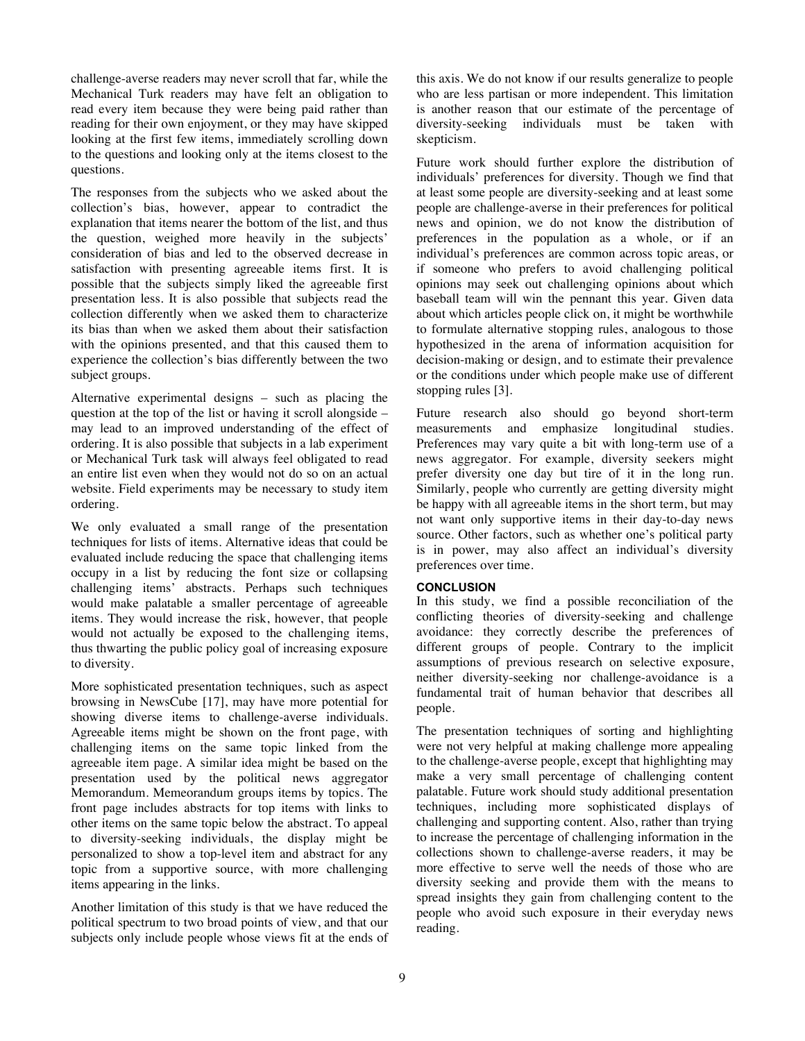challenge-averse readers may never scroll that far, while the Mechanical Turk readers may have felt an obligation to read every item because they were being paid rather than reading for their own enjoyment, or they may have skipped looking at the first few items, immediately scrolling down to the questions and looking only at the items closest to the questions.

The responses from the subjects who we asked about the collection's bias, however, appear to contradict the explanation that items nearer the bottom of the list, and thus the question, weighed more heavily in the subjects' consideration of bias and led to the observed decrease in satisfaction with presenting agreeable items first. It is possible that the subjects simply liked the agreeable first presentation less. It is also possible that subjects read the collection differently when we asked them to characterize its bias than when we asked them about their satisfaction with the opinions presented, and that this caused them to experience the collection's bias differently between the two subject groups.

Alternative experimental designs – such as placing the question at the top of the list or having it scroll alongside – may lead to an improved understanding of the effect of ordering. It is also possible that subjects in a lab experiment or Mechanical Turk task will always feel obligated to read an entire list even when they would not do so on an actual website. Field experiments may be necessary to study item ordering.

We only evaluated a small range of the presentation techniques for lists of items. Alternative ideas that could be evaluated include reducing the space that challenging items occupy in a list by reducing the font size or collapsing challenging items' abstracts. Perhaps such techniques would make palatable a smaller percentage of agreeable items. They would increase the risk, however, that people would not actually be exposed to the challenging items, thus thwarting the public policy goal of increasing exposure to diversity.

More sophisticated presentation techniques, such as aspect browsing in NewsCube [17], may have more potential for showing diverse items to challenge-averse individuals. Agreeable items might be shown on the front page, with challenging items on the same topic linked from the agreeable item page. A similar idea might be based on the presentation used by the political news aggregator Memorandum. Memeorandum groups items by topics. The front page includes abstracts for top items with links to other items on the same topic below the abstract. To appeal to diversity-seeking individuals, the display might be personalized to show a top-level item and abstract for any topic from a supportive source, with more challenging items appearing in the links.

Another limitation of this study is that we have reduced the political spectrum to two broad points of view, and that our subjects only include people whose views fit at the ends of this axis. We do not know if our results generalize to people who are less partisan or more independent. This limitation is another reason that our estimate of the percentage of diversity-seeking individuals must be taken with skepticism.

Future work should further explore the distribution of individuals' preferences for diversity. Though we find that at least some people are diversity-seeking and at least some people are challenge-averse in their preferences for political news and opinion, we do not know the distribution of preferences in the population as a whole, or if an individual's preferences are common across topic areas, or if someone who prefers to avoid challenging political opinions may seek out challenging opinions about which baseball team will win the pennant this year. Given data about which articles people click on, it might be worthwhile to formulate alternative stopping rules, analogous to those hypothesized in the arena of information acquisition for decision-making or design, and to estimate their prevalence or the conditions under which people make use of different stopping rules [3].

Future research also should go beyond short-term measurements and emphasize longitudinal studies. Preferences may vary quite a bit with long-term use of a news aggregator. For example, diversity seekers might prefer diversity one day but tire of it in the long run. Similarly, people who currently are getting diversity might be happy with all agreeable items in the short term, but may not want only supportive items in their day-to-day news source. Other factors, such as whether one's political party is in power, may also affect an individual's diversity preferences over time.

## CONCLUSION

In this study, we find a possible reconciliation of the conflicting theories of diversity-seeking and challenge avoidance: they correctly describe the preferences of different groups of people. Contrary to the implicit assumptions of previous research on selective exposure, neither diversity-seeking nor challenge-avoidance is a fundamental trait of human behavior that describes all people.

The presentation techniques of sorting and highlighting were not very helpful at making challenge more appealing to the challenge-averse people, except that highlighting may make a very small percentage of challenging content palatable. Future work should study additional presentation techniques, including more sophisticated displays of challenging and supporting content. Also, rather than trying to increase the percentage of challenging information in the collections shown to challenge-averse readers, it may be more effective to serve well the needs of those who are diversity seeking and provide them with the means to spread insights they gain from challenging content to the people who avoid such exposure in their everyday news reading.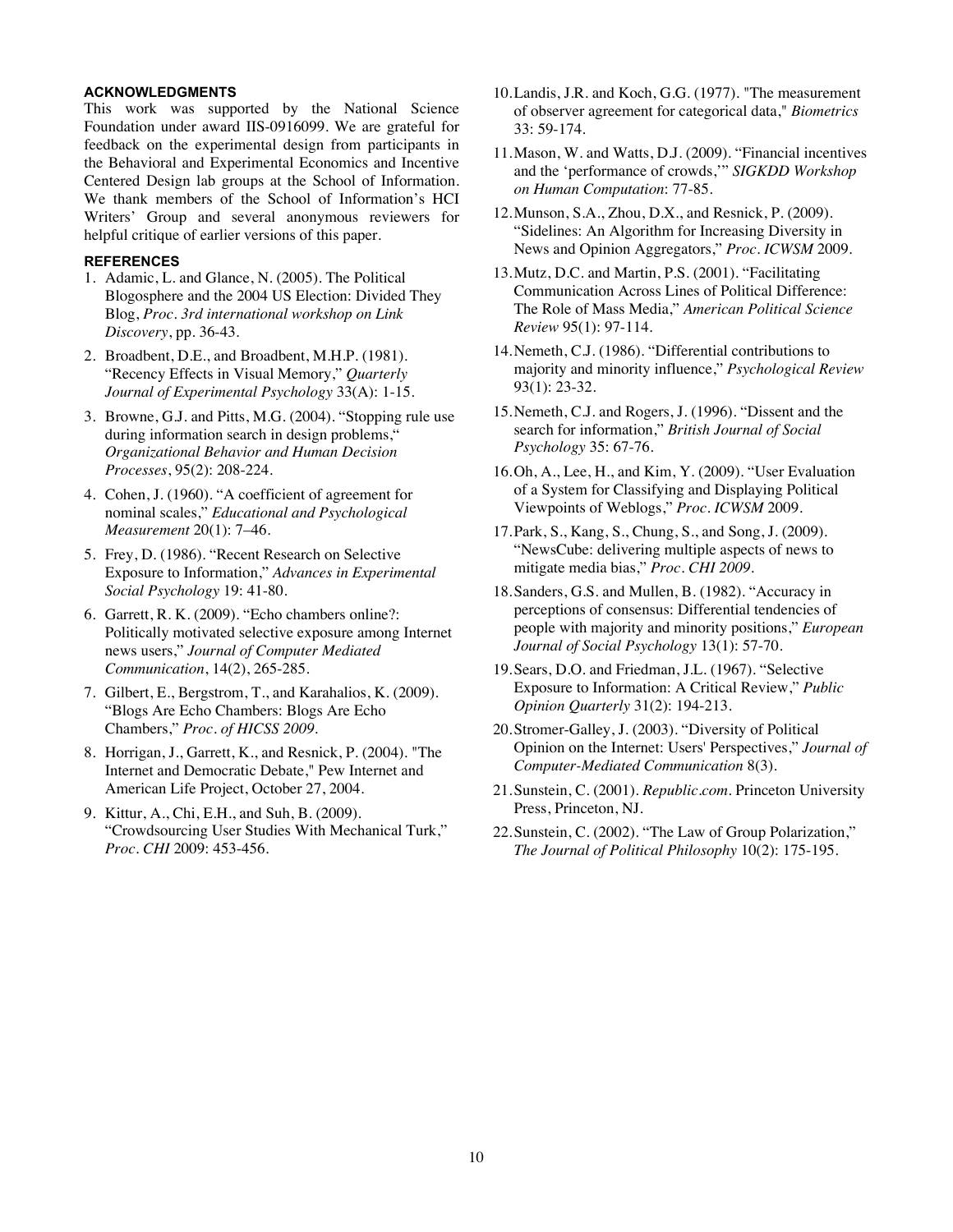## ACKNOWLEDGMENTS

This work was supported by the National Science Foundation under award IIS-0916099. We are grateful for feedback on the experimental design from participants in the Behavioral and Experimental Economics and Incentive Centered Design lab groups at the School of Information. We thank members of the School of Information's HCI Writers' Group and several anonymous reviewers for helpful critique of earlier versions of this paper.

## REFERENCES

1. Adamic, L. and Glance, N. (2005). The Political Blogosphere and the 2004 US Election: Divided They Blog, *Proc. 3rd international workshop on Link Discovery*, pp. 36-43.
2. Broadbent, D.E., and Broadbent, M.H.P. (1981). "Recency Effects in Visual Memory," *Quarterly Journal of Experimental Psychology* 33(A): 1-15.
3. Browne, G.J. and Pitts, M.G. (2004). "Stopping rule use during information search in design problems," *Organizational Behavior and Human Decision Processes*, 95(2): 208-224.
4. Cohen, J. (1960). "A coefficient of agreement for nominal scales," *Educational and Psychological Measurement* 20(1): 7–46.
5. Frey, D. (1986). "Recent Research on Selective Exposure to Information," *Advances in Experimental Social Psychology* 19: 41-80.
6. Garrett, R. K. (2009). "Echo chambers online?: Politically motivated selective exposure among Internet news users," *Journal of Computer Mediated Communication*, 14(2), 265-285.
7. Gilbert, E., Bergstrom, T., and Karahalios, K. (2009). "Blogs Are Echo Chambers: Blogs Are Echo Chambers," *Proc. of HICSS 2009*.
8. Horrigan, J., Garrett, K., and Resnick, P. (2004). "The Internet and Democratic Debate," Pew Internet and American Life Project, October 27, 2004.
9. Kittur, A., Chi, E.H., and Suh, B. (2009). "Crowdsourcing User Studies With Mechanical Turk," *Proc. CHI* 2009: 453-456.
10. Landis, J.R. and Koch, G.G. (1977). "The measurement of observer agreement for categorical data," *Biometrics* 33: 59-174.
11. Mason, W. and Watts, D.J. (2009). "Financial incentives and the 'performance of crowds,'" *SIGKDD Workshop on Human Computation*: 77-85.
12. Munson, S.A., Zhou, D.X., and Resnick, P. (2009). "Sidelines: An Algorithm for Increasing Diversity in News and Opinion Aggregators," *Proc. ICWSM* 2009.
13. Mutz, D.C. and Martin, P.S. (2001). "Facilitating Communication Across Lines of Political Difference: The Role of Mass Media," *American Political Science Review* 95(1): 97-114.
14. Nemeth, C.J. (1986). "Differential contributions to majority and minority influence," *Psychological Review* 93(1): 23-32.
15. Nemeth, C.J. and Rogers, J. (1996). "Dissent and the search for information," *British Journal of Social Psychology* 35: 67-76.
16. Oh, A., Lee, H., and Kim, Y. (2009). "User Evaluation of a System for Classifying and Displaying Political Viewpoints of Weblogs," *Proc. ICWSM* 2009.
17. Park, S., Kang, S., Chung, S., and Song, J. (2009). "NewsCube: delivering multiple aspects of news to mitigate media bias," *Proc. CHI 2009*.
18. Sanders, G.S. and Mullen, B. (1982). "Accuracy in perceptions of consensus: Differential tendencies of people with majority and minority positions," *European Journal of Social Psychology* 13(1): 57-70.
19. Sears, D.O. and Friedman, J.L. (1967). "Selective Exposure to Information: A Critical Review," *Public Opinion Quarterly* 31(2): 194-213.
20. Stromer-Galley, J. (2003). "Diversity of Political Opinion on the Internet: Users' Perspectives," *Journal of Computer-Mediated Communication* 8(3).
21. Sunstein, C. (2001). *Republic.com*. Princeton University Press, Princeton, NJ.
22. Sunstein, C. (2002). "The Law of Group Polarization," *The Journal of Political Philosophy* 10(2): 175-195.